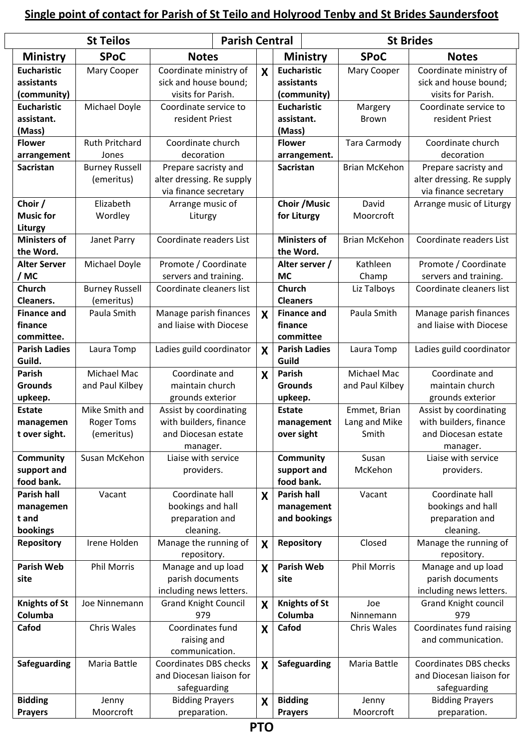**Single point of contact for Parish of St Teilo and Holyrood Tenby and St Brides Saundersfoot**

| St Teilos | | | Parish Central | St Brides | | |
|---|---|---|---|---|---|---|
| **Ministry** | **SPoC** | **Notes** | | **Ministry** | **SPoC** | **Notes** |
| **Eucharistic assistants (community)** | Mary Cooper | Coordinate ministry of sick and house bound; visits for Parish. | **X** | **Eucharistic assistants (community)** | Mary Cooper | Coordinate ministry of sick and house bound; visits for Parish. |
| **Eucharistic assistant. (Mass)** | Michael Doyle | Coordinate service to resident Priest | | **Eucharistic assistant. (Mass)** | Margery Brown | Coordinate service to resident Priest |
| **Flower arrangement** | Ruth Pritchard Jones | Coordinate church decoration | | **Flower arrangement.** | Tara Carmody | Coordinate church decoration |
| **Sacristan** | Burney Russell (emeritus) | Prepare sacristy and alter dressing. Re supply via finance secretary | | **Sacristan** | Brian McKehon | Prepare sacristy and alter dressing. Re supply via finance secretary |
| **Choir / Music for Liturgy** | Elizabeth Wordley | Arrange music of Liturgy | | **Choir /Music for Liturgy** | David Moorcroft | Arrange music of Liturgy |
| **Ministers of the Word.** | Janet Parry | Coordinate readers List | | **Ministers of the Word.** | Brian McKehon | Coordinate readers List |
| **Alter Server / MC** | Michael Doyle | Promote / Coordinate servers and training. | | **Alter server / MC** | Kathleen Champ | Promote / Coordinate servers and training. |
| **Church Cleaners.** | Burney Russell (emeritus) | Coordinate cleaners list | | **Church Cleaners** | Liz Talboys | Coordinate cleaners list |
| **Finance and finance committee.** | Paula Smith | Manage parish finances and liaise with Diocese | **X** | **Finance and finance committee** | Paula Smith | Manage parish finances and liaise with Diocese |
| **Parish Ladies Guild.** | Laura Tomp | Ladies guild coordinator | **X** | **Parish Ladies Guild** | Laura Tomp | Ladies guild coordinator |
| **Parish Grounds upkeep.** | Michael Mac and Paul Kilbey | Coordinate and maintain church grounds exterior | **X** | **Parish Grounds upkeep.** | Michael Mac and Paul Kilbey | Coordinate and maintain church grounds exterior |
| **Estate managemen t over sight.** | Mike Smith and Roger Toms (emeritus) | Assist by coordinating with builders, finance and Diocesan estate manager. | | **Estate management over sight** | Emmet, Brian Lang and Mike Smith | Assist by coordinating with builders, finance and Diocesan estate manager. |
| **Community support and food bank.** | Susan McKehon | Liaise with service providers. | | **Community support and food bank.** | Susan McKehon | Liaise with service providers. |
| **Parish hall managemen t and bookings** | Vacant | Coordinate hall bookings and hall preparation and cleaning. | **X** | **Parish hall management and bookings** | Vacant | Coordinate hall bookings and hall preparation and cleaning. |
| **Repository** | Irene Holden | Manage the running of repository. | **X** | **Repository** | Closed | Manage the running of repository. |
| **Parish Web site** | Phil Morris | Manage and up load parish documents including news letters. | **X** | **Parish Web site** | Phil Morris | Manage and up load parish documents including news letters. |
| **Knights of St Columba** | Joe Ninnemann | Grand Knight Council 979 | **X** | **Knights of St Columba** | Joe Ninnemann | Grand Knight council 979 |
| **Cafod** | Chris Wales | Coordinates fund raising and communication. | **X** | **Cafod** | Chris Wales | Coordinates fund raising and communication. |
| **Safeguarding** | Maria Battle | Coordinates DBS checks and Diocesan liaison for safeguarding | **X** | **Safeguarding** | Maria Battle | Coordinates DBS checks and Diocesan liaison for safeguarding |
| **Bidding Prayers** | Jenny Moorcroft | Bidding Prayers preparation. | **X** | **Bidding Prayers** | Jenny Moorcroft | Bidding Prayers preparation. |

**PTO**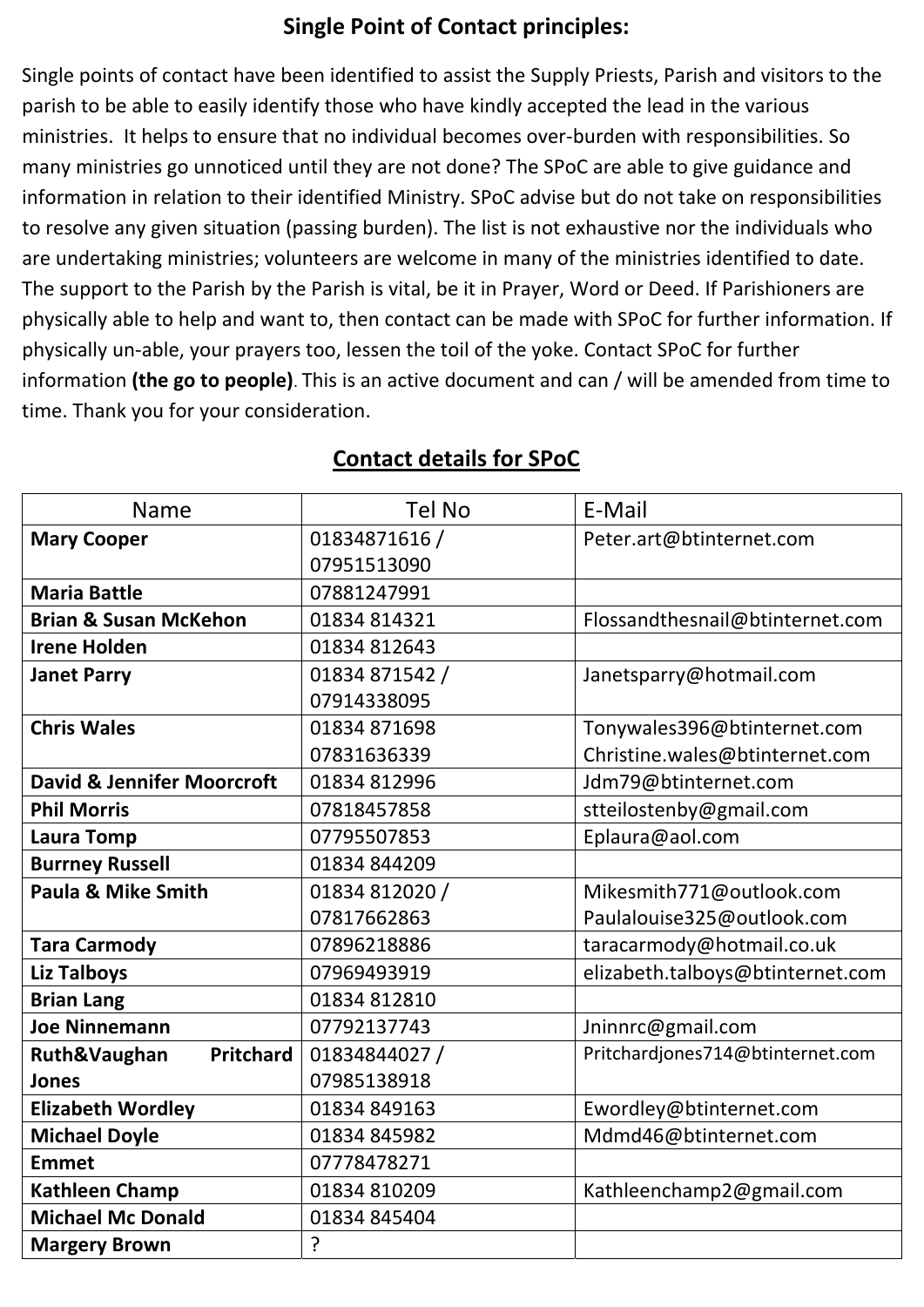## Single Point of Contact principles:

Single points of contact have been identified to assist the Supply Priests, Parish and visitors to the parish to be able to easily identify those who have kindly accepted the lead in the various ministries. It helps to ensure that no individual becomes over-burden with responsibilities. So many ministries go unnoticed until they are not done? The SPoC are able to give guidance and information in relation to their identified Ministry. SPoC advise but do not take on responsibilities to resolve any given situation (passing burden). The list is not exhaustive nor the individuals who are undertaking ministries; volunteers are welcome in many of the ministries identified to date. The support to the Parish by the Parish is vital, be it in Prayer, Word or Deed. If Parishioners are physically able to help and want to, then contact can be made with SPoC for further information. If physically un-able, your prayers too, lessen the toil of the yoke. Contact SPoC for further information **(the go to people)**. This is an active document and can / will be amended from time to time. Thank you for your consideration.

## Contact details for SPoC

| Name | Tel No | E-Mail |
|---|---|---|
| **Mary Cooper** | 01834871616 / 07951513090 | Peter.art@btinternet.com |
| **Maria Battle** | 07881247991 | |
| **Brian & Susan McKehon** | 01834 814321 | Flossandthesnail@btinternet.com |
| **Irene Holden** | 01834 812643 | |
| **Janet Parry** | 01834 871542 / 07914338095 | Janetsparry@hotmail.com |
| **Chris Wales** | 01834 871698 07831636339 | Tonywales396@btinternet.com Christine.wales@btinternet.com |
| **David & Jennifer Moorcroft** | 01834 812996 | Jdm79@btinternet.com |
| **Phil Morris** | 07818457858 | stteilostenby@gmail.com |
| **Laura Tomp** | 07795507853 | Eplaura@aol.com |
| **Burrney Russell** | 01834 844209 | |
| **Paula & Mike Smith** | 01834 812020 / 07817662863 | Mikesmith771@outlook.com Paulalouise325@outlook.com |
| **Tara Carmody** | 07896218886 | taracarmody@hotmail.co.uk |
| **Liz Talboys** | 07969493919 | elizabeth.talboys@btinternet.com |
| **Brian Lang** | 01834 812810 | |
| **Joe Ninnemann** | 07792137743 | Jninnrc@gmail.com |
| **Ruth&Vaughan Pritchard Jones** | 01834844027 / 07985138918 | Pritchardjones714@btinternet.com |
| **Elizabeth Wordley** | 01834 849163 | Ewordley@btinternet.com |
| **Michael Doyle** | 01834 845982 | Mdmd46@btinternet.com |
| **Emmet** | 07778478271 | |
| **Kathleen Champ** | 01834 810209 | Kathleenchamp2@gmail.com |
| **Michael Mc Donald** | 01834 845404 | |
| **Margery Brown** | ? | |